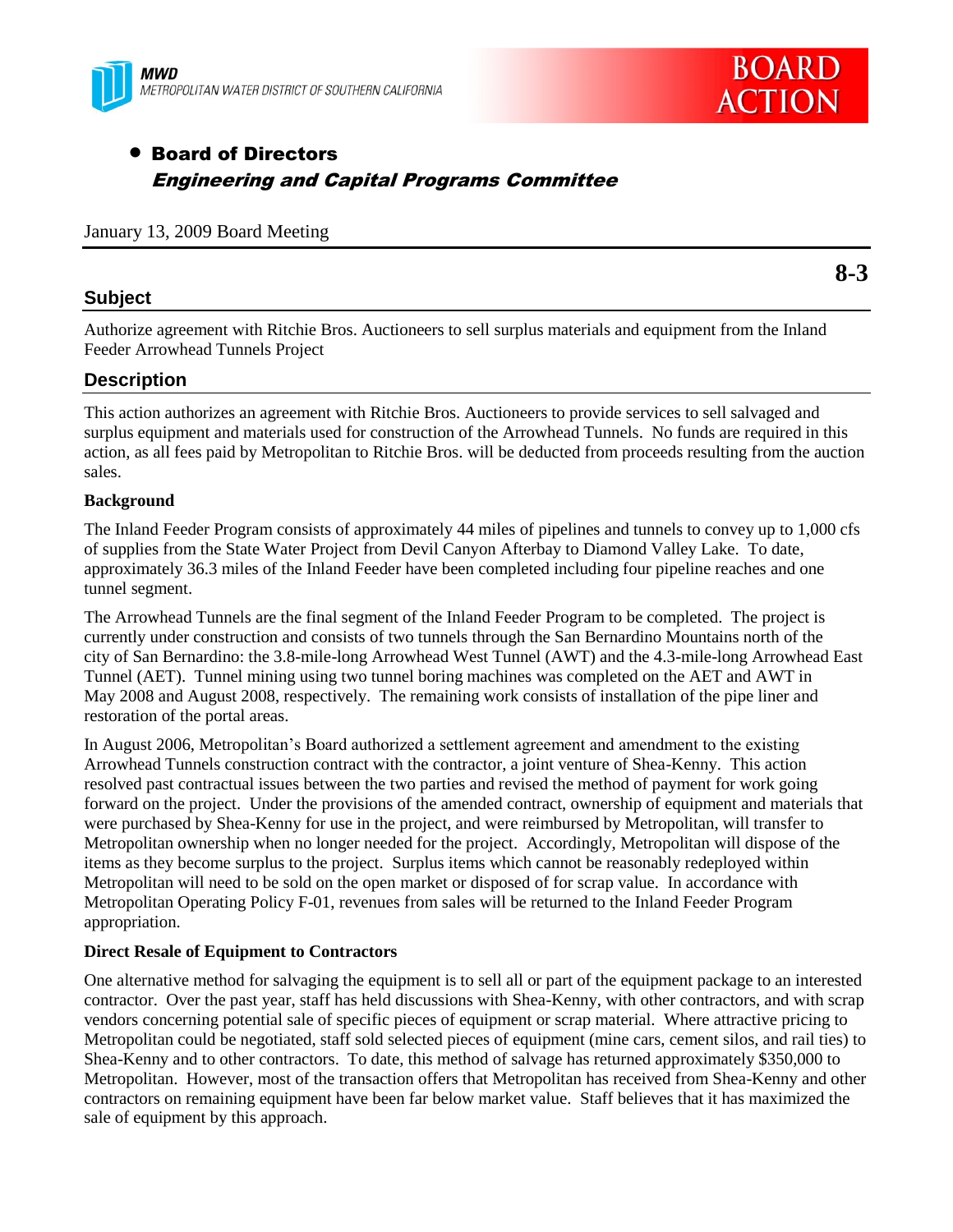MWD
METROPOLITAN WATER DISTRICT OF SOUTHERN CALIFORNIA

**BOARD ACTION**

- **Board of Directors**
  ***Engineering and Capital Programs Committee***

January 13, 2009 Board Meeting

**8-3**

## Subject

Authorize agreement with Ritchie Bros. Auctioneers to sell surplus materials and equipment from the Inland Feeder Arrowhead Tunnels Project

## Description

This action authorizes an agreement with Ritchie Bros. Auctioneers to provide services to sell salvaged and surplus equipment and materials used for construction of the Arrowhead Tunnels. No funds are required in this action, as all fees paid by Metropolitan to Ritchie Bros. will be deducted from proceeds resulting from the auction sales.

**Background**

The Inland Feeder Program consists of approximately 44 miles of pipelines and tunnels to convey up to 1,000 cfs of supplies from the State Water Project from Devil Canyon Afterbay to Diamond Valley Lake. To date, approximately 36.3 miles of the Inland Feeder have been completed including four pipeline reaches and one tunnel segment.

The Arrowhead Tunnels are the final segment of the Inland Feeder Program to be completed. The project is currently under construction and consists of two tunnels through the San Bernardino Mountains north of the city of San Bernardino: the 3.8-mile-long Arrowhead West Tunnel (AWT) and the 4.3-mile-long Arrowhead East Tunnel (AET). Tunnel mining using two tunnel boring machines was completed on the AET and AWT in May 2008 and August 2008, respectively. The remaining work consists of installation of the pipe liner and restoration of the portal areas.

In August 2006, Metropolitan's Board authorized a settlement agreement and amendment to the existing Arrowhead Tunnels construction contract with the contractor, a joint venture of Shea-Kenny. This action resolved past contractual issues between the two parties and revised the method of payment for work going forward on the project. Under the provisions of the amended contract, ownership of equipment and materials that were purchased by Shea-Kenny for use in the project, and were reimbursed by Metropolitan, will transfer to Metropolitan ownership when no longer needed for the project. Accordingly, Metropolitan will dispose of the items as they become surplus to the project. Surplus items which cannot be reasonably redeployed within Metropolitan will need to be sold on the open market or disposed of for scrap value. In accordance with Metropolitan Operating Policy F-01, revenues from sales will be returned to the Inland Feeder Program appropriation.

**Direct Resale of Equipment to Contractors**

One alternative method for salvaging the equipment is to sell all or part of the equipment package to an interested contractor. Over the past year, staff has held discussions with Shea-Kenny, with other contractors, and with scrap vendors concerning potential sale of specific pieces of equipment or scrap material. Where attractive pricing to Metropolitan could be negotiated, staff sold selected pieces of equipment (mine cars, cement silos, and rail ties) to Shea-Kenny and to other contractors. To date, this method of salvage has returned approximately $350,000 to Metropolitan. However, most of the transaction offers that Metropolitan has received from Shea-Kenny and other contractors on remaining equipment have been far below market value. Staff believes that it has maximized the sale of equipment by this approach.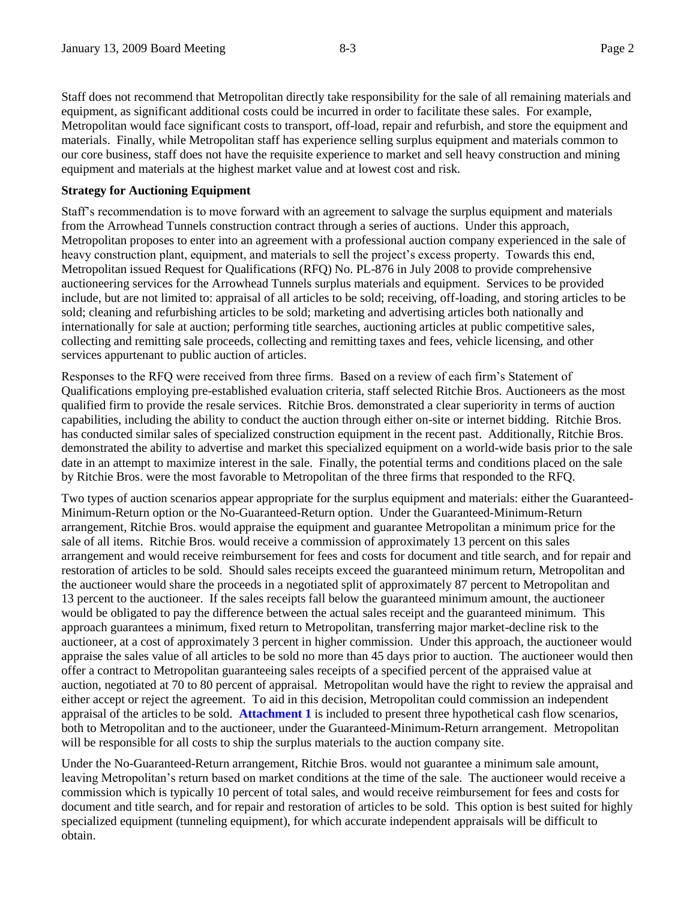Staff does not recommend that Metropolitan directly take responsibility for the sale of all remaining materials and equipment, as significant additional costs could be incurred in order to facilitate these sales. For example, Metropolitan would face significant costs to transport, off-load, repair and refurbish, and store the equipment and materials. Finally, while Metropolitan staff has experience selling surplus equipment and materials common to our core business, staff does not have the requisite experience to market and sell heavy construction and mining equipment and materials at the highest market value and at lowest cost and risk.

**Strategy for Auctioning Equipment**

Staff's recommendation is to move forward with an agreement to salvage the surplus equipment and materials from the Arrowhead Tunnels construction contract through a series of auctions. Under this approach, Metropolitan proposes to enter into an agreement with a professional auction company experienced in the sale of heavy construction plant, equipment, and materials to sell the project's excess property. Towards this end, Metropolitan issued Request for Qualifications (RFQ) No. PL-876 in July 2008 to provide comprehensive auctioneering services for the Arrowhead Tunnels surplus materials and equipment. Services to be provided include, but are not limited to: appraisal of all articles to be sold; receiving, off-loading, and storing articles to be sold; cleaning and refurbishing articles to be sold; marketing and advertising articles both nationally and internationally for sale at auction; performing title searches, auctioning articles at public competitive sales, collecting and remitting sale proceeds, collecting and remitting taxes and fees, vehicle licensing, and other services appurtenant to public auction of articles.

Responses to the RFQ were received from three firms. Based on a review of each firm's Statement of Qualifications employing pre-established evaluation criteria, staff selected Ritchie Bros. Auctioneers as the most qualified firm to provide the resale services. Ritchie Bros. demonstrated a clear superiority in terms of auction capabilities, including the ability to conduct the auction through either on-site or internet bidding. Ritchie Bros. has conducted similar sales of specialized construction equipment in the recent past. Additionally, Ritchie Bros. demonstrated the ability to advertise and market this specialized equipment on a world-wide basis prior to the sale date in an attempt to maximize interest in the sale. Finally, the potential terms and conditions placed on the sale by Ritchie Bros. were the most favorable to Metropolitan of the three firms that responded to the RFQ.

Two types of auction scenarios appear appropriate for the surplus equipment and materials: either the Guaranteed-Minimum-Return option or the No-Guaranteed-Return option. Under the Guaranteed-Minimum-Return arrangement, Ritchie Bros. would appraise the equipment and guarantee Metropolitan a minimum price for the sale of all items. Ritchie Bros. would receive a commission of approximately 13 percent on this sales arrangement and would receive reimbursement for fees and costs for document and title search, and for repair and restoration of articles to be sold. Should sales receipts exceed the guaranteed minimum return, Metropolitan and the auctioneer would share the proceeds in a negotiated split of approximately 87 percent to Metropolitan and 13 percent to the auctioneer. If the sales receipts fall below the guaranteed minimum amount, the auctioneer would be obligated to pay the difference between the actual sales receipt and the guaranteed minimum. This approach guarantees a minimum, fixed return to Metropolitan, transferring major market-decline risk to the auctioneer, at a cost of approximately 3 percent in higher commission. Under this approach, the auctioneer would appraise the sales value of all articles to be sold no more than 45 days prior to auction. The auctioneer would then offer a contract to Metropolitan guaranteeing sales receipts of a specified percent of the appraised value at auction, negotiated at 70 to 80 percent of appraisal. Metropolitan would have the right to review the appraisal and either accept or reject the agreement. To aid in this decision, Metropolitan could commission an independent appraisal of the articles to be sold. **Attachment 1** is included to present three hypothetical cash flow scenarios, both to Metropolitan and to the auctioneer, under the Guaranteed-Minimum-Return arrangement. Metropolitan will be responsible for all costs to ship the surplus materials to the auction company site.

Under the No-Guaranteed-Return arrangement, Ritchie Bros. would not guarantee a minimum sale amount, leaving Metropolitan's return based on market conditions at the time of the sale. The auctioneer would receive a commission which is typically 10 percent of total sales, and would receive reimbursement for fees and costs for document and title search, and for repair and restoration of articles to be sold. This option is best suited for highly specialized equipment (tunneling equipment), for which accurate independent appraisals will be difficult to obtain.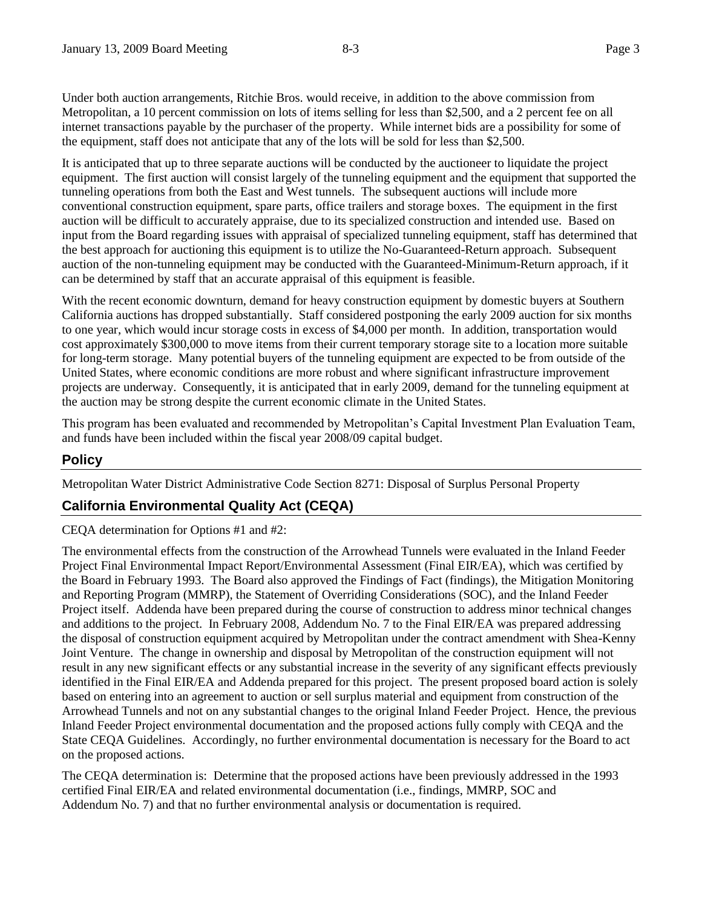Under both auction arrangements, Ritchie Bros. would receive, in addition to the above commission from Metropolitan, a 10 percent commission on lots of items selling for less than $2,500, and a 2 percent fee on all internet transactions payable by the purchaser of the property. While internet bids are a possibility for some of the equipment, staff does not anticipate that any of the lots will be sold for less than $2,500.

It is anticipated that up to three separate auctions will be conducted by the auctioneer to liquidate the project equipment. The first auction will consist largely of the tunneling equipment and the equipment that supported the tunneling operations from both the East and West tunnels. The subsequent auctions will include more conventional construction equipment, spare parts, office trailers and storage boxes. The equipment in the first auction will be difficult to accurately appraise, due to its specialized construction and intended use. Based on input from the Board regarding issues with appraisal of specialized tunneling equipment, staff has determined that the best approach for auctioning this equipment is to utilize the No-Guaranteed-Return approach. Subsequent auction of the non-tunneling equipment may be conducted with the Guaranteed-Minimum-Return approach, if it can be determined by staff that an accurate appraisal of this equipment is feasible.

With the recent economic downturn, demand for heavy construction equipment by domestic buyers at Southern California auctions has dropped substantially. Staff considered postponing the early 2009 auction for six months to one year, which would incur storage costs in excess of $4,000 per month. In addition, transportation would cost approximately $300,000 to move items from their current temporary storage site to a location more suitable for long-term storage. Many potential buyers of the tunneling equipment are expected to be from outside of the United States, where economic conditions are more robust and where significant infrastructure improvement projects are underway. Consequently, it is anticipated that in early 2009, demand for the tunneling equipment at the auction may be strong despite the current economic climate in the United States.

This program has been evaluated and recommended by Metropolitan's Capital Investment Plan Evaluation Team, and funds have been included within the fiscal year 2008/09 capital budget.

## Policy

Metropolitan Water District Administrative Code Section 8271: Disposal of Surplus Personal Property

## California Environmental Quality Act (CEQA)

CEQA determination for Options #1 and #2:

The environmental effects from the construction of the Arrowhead Tunnels were evaluated in the Inland Feeder Project Final Environmental Impact Report/Environmental Assessment (Final EIR/EA), which was certified by the Board in February 1993. The Board also approved the Findings of Fact (findings), the Mitigation Monitoring and Reporting Program (MMRP), the Statement of Overriding Considerations (SOC), and the Inland Feeder Project itself. Addenda have been prepared during the course of construction to address minor technical changes and additions to the project. In February 2008, Addendum No. 7 to the Final EIR/EA was prepared addressing the disposal of construction equipment acquired by Metropolitan under the contract amendment with Shea-Kenny Joint Venture. The change in ownership and disposal by Metropolitan of the construction equipment will not result in any new significant effects or any substantial increase in the severity of any significant effects previously identified in the Final EIR/EA and Addenda prepared for this project. The present proposed board action is solely based on entering into an agreement to auction or sell surplus material and equipment from construction of the Arrowhead Tunnels and not on any substantial changes to the original Inland Feeder Project. Hence, the previous Inland Feeder Project environmental documentation and the proposed actions fully comply with CEQA and the State CEQA Guidelines. Accordingly, no further environmental documentation is necessary for the Board to act on the proposed actions.

The CEQA determination is: Determine that the proposed actions have been previously addressed in the 1993 certified Final EIR/EA and related environmental documentation (i.e., findings, MMRP, SOC and Addendum No. 7) and that no further environmental analysis or documentation is required.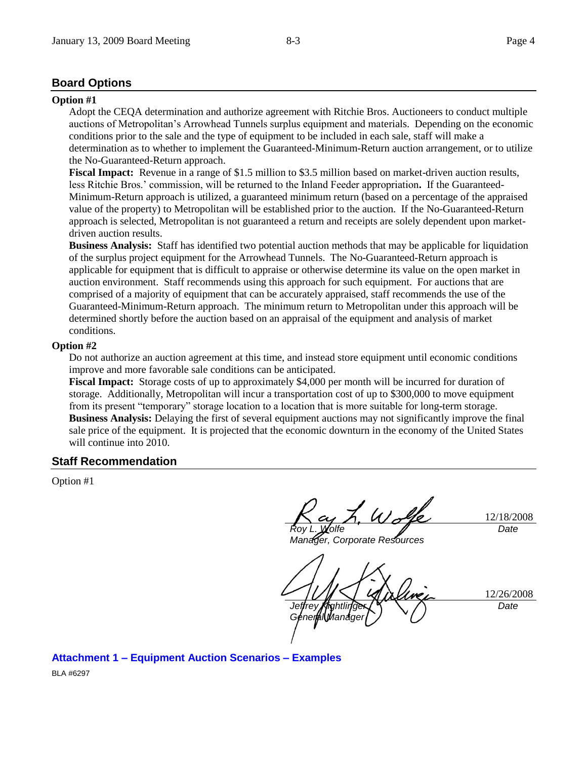## Board Options

**Option #1**

Adopt the CEQA determination and authorize agreement with Ritchie Bros. Auctioneers to conduct multiple auctions of Metropolitan's Arrowhead Tunnels surplus equipment and materials. Depending on the economic conditions prior to the sale and the type of equipment to be included in each sale, staff will make a determination as to whether to implement the Guaranteed-Minimum-Return auction arrangement, or to utilize the No-Guaranteed-Return approach.

**Fiscal Impact:** Revenue in a range of $1.5 million to $3.5 million based on market-driven auction results, less Ritchie Bros.' commission, will be returned to the Inland Feeder appropriation**.** If the Guaranteed-Minimum-Return approach is utilized, a guaranteed minimum return (based on a percentage of the appraised value of the property) to Metropolitan will be established prior to the auction. If the No-Guaranteed-Return approach is selected, Metropolitan is not guaranteed a return and receipts are solely dependent upon market-driven auction results.

**Business Analysis:** Staff has identified two potential auction methods that may be applicable for liquidation of the surplus project equipment for the Arrowhead Tunnels. The No-Guaranteed-Return approach is applicable for equipment that is difficult to appraise or otherwise determine its value on the open market in auction environment. Staff recommends using this approach for such equipment. For auctions that are comprised of a majority of equipment that can be accurately appraised, staff recommends the use of the Guaranteed-Minimum-Return approach. The minimum return to Metropolitan under this approach will be determined shortly before the auction based on an appraisal of the equipment and analysis of market conditions.

**Option #2**

Do not authorize an auction agreement at this time, and instead store equipment until economic conditions improve and more favorable sale conditions can be anticipated.

**Fiscal Impact:** Storage costs of up to approximately $4,000 per month will be incurred for duration of storage. Additionally, Metropolitan will incur a transportation cost of up to $300,000 to move equipment from its present "temporary" storage location to a location that is more suitable for long-term storage.

**Business Analysis:** Delaying the first of several equipment auctions may not significantly improve the final sale price of the equipment. It is projected that the economic downturn in the economy of the United States will continue into 2010.

## Staff Recommendation

Option #1

*Roy L. Wolfe*
*Manager, Corporate Resources*

12/18/2008
*Date*

*Jeffrey Kightlinger*
*General Manager*

12/26/2008
*Date*

**Attachment 1 – Equipment Auction Scenarios – Examples**

BLA #6297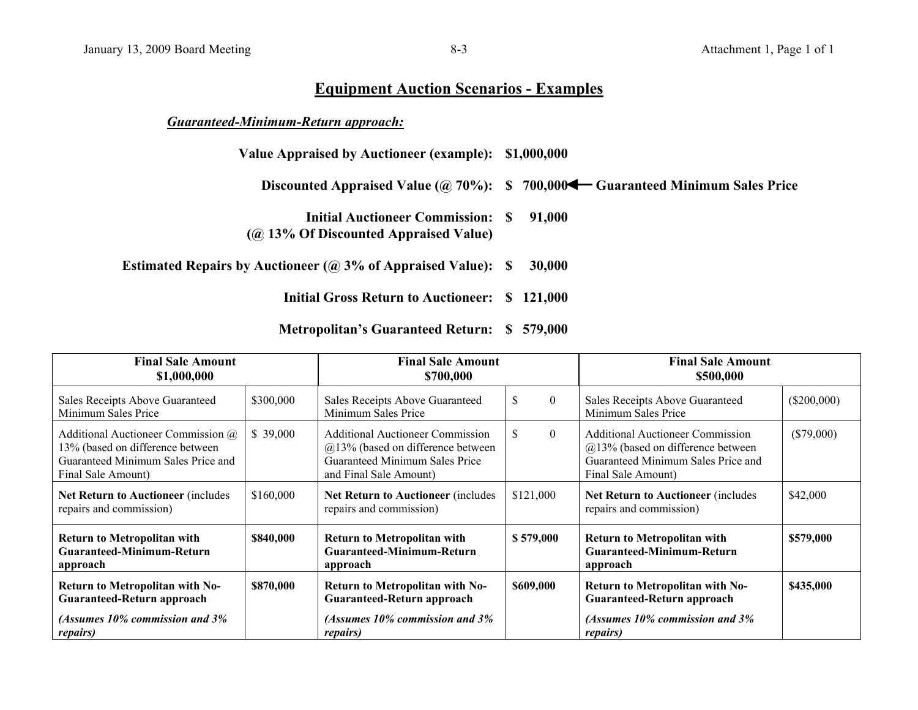# Equipment Auction Scenarios - Examples

***Guaranteed-Minimum-Return approach:***

| | |
|---|---|
| **Value Appraised by Auctioneer (example):** | **$1,000,000** |
| **Discounted Appraised Value (@ 70%):** | **$ 700,000** ← **Guaranteed Minimum Sales Price** |
| **Initial Auctioneer Commission: (@ 13% Of Discounted Appraised Value)** | **$ 91,000** |
| **Estimated Repairs by Auctioneer (@ 3% of Appraised Value):** | **$ 30,000** |
| **Initial Gross Return to Auctioneer:** | **$ 121,000** |
| **Metropolitan's Guaranteed Return:** | **$ 579,000** |

| **Final Sale Amount $1,000,000** | | **Final Sale Amount $700,000** | | **Final Sale Amount $500,000** | |
|---|---|---|---|---|---|
| Sales Receipts Above Guaranteed Minimum Sales Price | $300,000 | Sales Receipts Above Guaranteed Minimum Sales Price | $ 0 | Sales Receipts Above Guaranteed Minimum Sales Price | ($200,000) |
| Additional Auctioneer Commission @ 13% (based on difference between Guaranteed Minimum Sales Price and Final Sale Amount) | $ 39,000 | Additional Auctioneer Commission @13% (based on difference between Guaranteed Minimum Sales Price and Final Sale Amount) | $ 0 | Additional Auctioneer Commission @13% (based on difference between Guaranteed Minimum Sales Price and Final Sale Amount) | ($79,000) |
| **Net Return to Auctioneer** (includes repairs and commission) | $160,000 | **Net Return to Auctioneer** (includes repairs and commission) | $121,000 | **Net Return to Auctioneer** (includes repairs and commission) | $42,000 |
| **Return to Metropolitan with Guaranteed-Minimum-Return approach** | **$840,000** | **Return to Metropolitan with Guaranteed-Minimum-Return approach** | **$ 579,000** | **Return to Metropolitan with Guaranteed-Minimum-Return approach** | **$579,000** |
| **Return to Metropolitan with No-Guaranteed-Return approach** ***(Assumes 10% commission and 3% repairs)*** | **$870,000** | **Return to Metropolitan with No-Guaranteed-Return approach** ***(Assumes 10% commission and 3% repairs)*** | **$609,000** | **Return to Metropolitan with No-Guaranteed-Return approach** ***(Assumes 10% commission and 3% repairs)*** | **$435,000** |